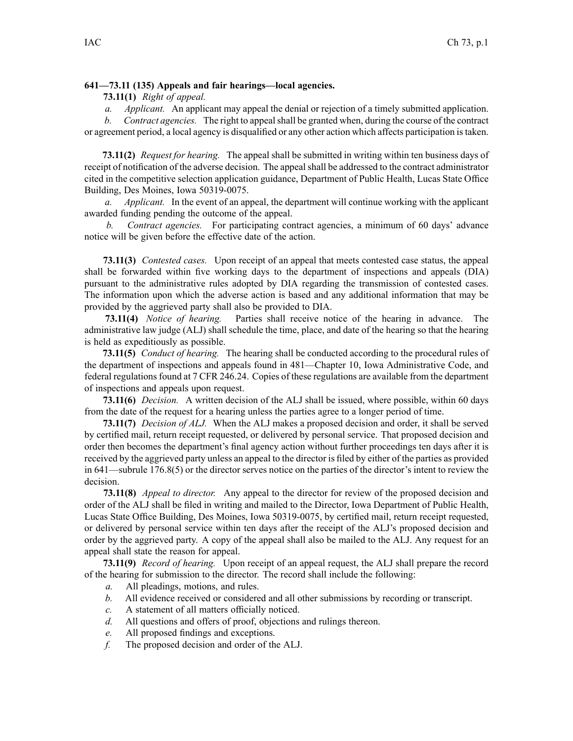**641—73.11 (135) Appeals and fair hearings—local agencies.**

**73.11(1)** *Right of appeal.*

*a. Applicant.* An applicant may appeal the denial or rejection of a timely submitted application.

*b. Contract agencies.* The right to appeal shall be granted when, during the course of the contract or agreement period, a local agency is disqualified or any other action which affects participation is taken.

**73.11(2)** *Request for hearing.* The appeal shall be submitted in writing within ten business days of receipt of notification of the adverse decision. The appeal shall be addressed to the contract administrator cited in the competitive selection application guidance, Department of Public Health, Lucas State Office Building, Des Moines, Iowa 50319-0075.

*a. Applicant.* In the event of an appeal, the department will continue working with the applicant awarded funding pending the outcome of the appeal.

*b. Contract agencies.* For participating contract agencies, a minimum of 60 days' advance notice will be given before the effective date of the action.

**73.11(3)** *Contested cases.* Upon receipt of an appeal that meets contested case status, the appeal shall be forwarded within five working days to the department of inspections and appeals (DIA) pursuant to the administrative rules adopted by DIA regarding the transmission of contested cases. The information upon which the adverse action is based and any additional information that may be provided by the aggrieved party shall also be provided to DIA.

**73.11(4)** *Notice of hearing.* Parties shall receive notice of the hearing in advance. The administrative law judge (ALJ) shall schedule the time, place, and date of the hearing so that the hearing is held as expeditiously as possible.

**73.11(5)** *Conduct of hearing.* The hearing shall be conducted according to the procedural rules of the department of inspections and appeals found in 481—Chapter 10, Iowa Administrative Code, and federal regulations found at 7 CFR 246.24. Copies of these regulations are available from the department of inspections and appeals upon request.

**73.11(6)** *Decision.* A written decision of the ALJ shall be issued, where possible, within 60 days from the date of the request for a hearing unless the parties agree to a longer period of time.

**73.11(7)** *Decision of ALJ.* When the ALJ makes a proposed decision and order, it shall be served by certified mail, return receipt requested, or delivered by personal service. That proposed decision and order then becomes the department's final agency action without further proceedings ten days after it is received by the aggrieved party unless an appeal to the director is filed by either of the parties as provided in 641—subrule 176.8(5) or the director serves notice on the parties of the director's intent to review the decision.

**73.11(8)** *Appeal to director.* Any appeal to the director for review of the proposed decision and order of the ALJ shall be filed in writing and mailed to the Director, Iowa Department of Public Health, Lucas State Office Building, Des Moines, Iowa 50319-0075, by certified mail, return receipt requested, or delivered by personal service within ten days after the receipt of the ALJ's proposed decision and order by the aggrieved party. A copy of the appeal shall also be mailed to the ALJ. Any request for an appeal shall state the reason for appeal.

**73.11(9)** *Record of hearing.* Upon receipt of an appeal request, the ALJ shall prepare the record of the hearing for submission to the director. The record shall include the following:

*a.* All pleadings, motions, and rules.

*b.* All evidence received or considered and all other submissions by recording or transcript.

*c.* A statement of all matters officially noticed.

*d.* All questions and offers of proof, objections and rulings thereon.

*e.* All proposed findings and exceptions.

*f.* The proposed decision and order of the ALJ.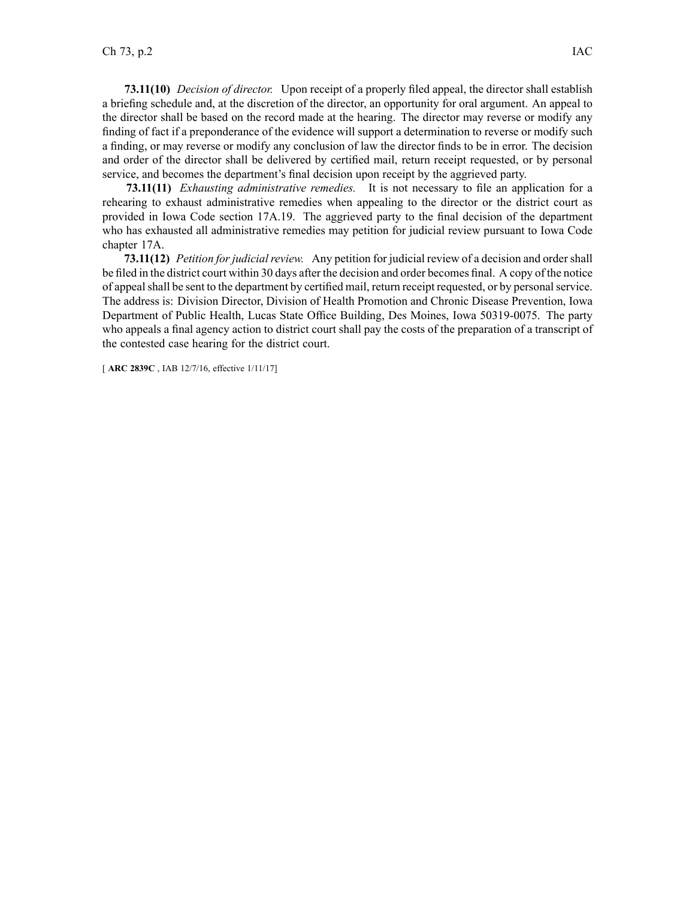**73.11(10)** *Decision of director.* Upon receipt of a properly filed appeal, the director shall establish a briefing schedule and, at the discretion of the director, an opportunity for oral argument. An appeal to the director shall be based on the record made at the hearing. The director may reverse or modify any finding of fact if a preponderance of the evidence will support a determination to reverse or modify such a finding, or may reverse or modify any conclusion of law the director finds to be in error. The decision and order of the director shall be delivered by certified mail, return receipt requested, or by personal service, and becomes the department's final decision upon receipt by the aggrieved party.

**73.11(11)** *Exhausting administrative remedies.* It is not necessary to file an application for a rehearing to exhaust administrative remedies when appealing to the director or the district court as provided in Iowa Code section 17A.19. The aggrieved party to the final decision of the department who has exhausted all administrative remedies may petition for judicial review pursuant to Iowa Code chapter 17A.

**73.11(12)** *Petition for judicial review.* Any petition for judicial review of a decision and order shall be filed in the district court within 30 days after the decision and order becomes final. A copy of the notice of appeal shall be sent to the department by certified mail, return receipt requested, or by personal service. The address is: Division Director, Division of Health Promotion and Chronic Disease Prevention, Iowa Department of Public Health, Lucas State Office Building, Des Moines, Iowa 50319-0075. The party who appeals a final agency action to district court shall pay the costs of the preparation of a transcript of the contested case hearing for the district court.

[ **ARC 2839C** , IAB 12/7/16, effective 1/11/17]